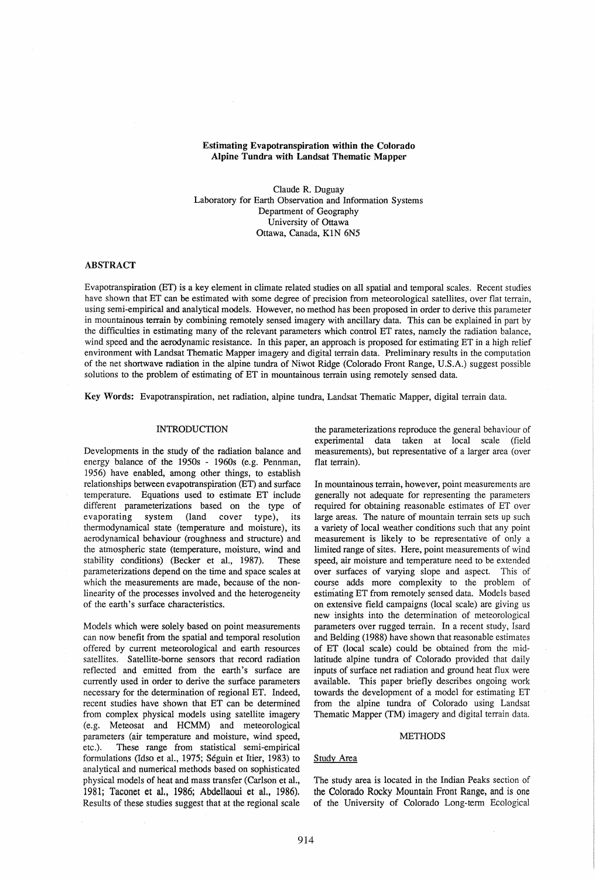# Estimating Evapotranspiration within the Colorado Alpine Tundra with Landsat Thematic Mapper

Claude R. Duguay
Laboratory for Earth Observation and Information Systems
Department of Geography
University of Ottawa
Ottawa, Canada, K1N 6N5

## ABSTRACT

Evapotranspiration (ET) is a key element in climate related studies on all spatial and temporal scales. Recent studies have shown that ET can be estimated with some degree of precision from meteorological satellites, over flat terrain, using semi-empirical and analytical models. However, no method has been proposed in order to derive this parameter in mountainous terrain by combining remotely sensed imagery with ancillary data. This can be explained in part by the difficulties in estimating many of the relevant parameters which control ET rates, namely the radiation balance, wind speed and the aerodynamic resistance. In this paper, an approach is proposed for estimating ET in a high relief environment with Landsat Thematic Mapper imagery and digital terrain data. Preliminary results in the computation of the net shortwave radiation in the alpine tundra of Niwot Ridge (Colorado Front Range, U.S.A.) suggest possible solutions to the problem of estimating of ET in mountainous terrain using remotely sensed data.

**Key Words:** Evapotranspiration, net radiation, alpine tundra, Landsat Thematic Mapper, digital terrain data.

## INTRODUCTION

Developments in the study of the radiation balance and energy balance of the 1950s - 1960s (e.g. Pennman, 1956) have enabled, among other things, to establish relationships between evapotranspiration (ET) and surface temperature. Equations used to estimate ET include different parameterizations based on the type of evaporating system (land cover type), its thermodynamical state (temperature and moisture), its aerodynamical behaviour (roughness and structure) and the atmospheric state (temperature, moisture, wind and stability conditions) (Becker et al., 1987). These parameterizations depend on the time and space scales at which the measurements are made, because of the non-linearity of the processes involved and the heterogeneity of the earth's surface characteristics.

Models which were solely based on point measurements can now benefit from the spatial and temporal resolution offered by current meteorological and earth resources satellites. Satellite-borne sensors that record radiation reflected and emitted from the earth's surface are currently used in order to derive the surface parameters necessary for the determination of regional ET. Indeed, recent studies have shown that ET can be determined from complex physical models using satellite imagery (e.g. Meteosat and HCMM) and meteorological parameters (air temperature and moisture, wind speed, etc.). These range from statistical semi-empirical formulations (Idso et al., 1975; Séguin et Itier, 1983) to analytical and numerical methods based on sophisticated physical models of heat and mass transfer (Carlson et al., 1981; Taconet et al., 1986; Abdellaoui et al., 1986). Results of these studies suggest that at the regional scale the parameterizations reproduce the general behaviour of experimental data taken at local scale (field measurements), but representative of a larger area (over flat terrain).

In mountainous terrain, however, point measurements are generally not adequate for representing the parameters required for obtaining reasonable estimates of ET over large areas. The nature of mountain terrain sets up such a variety of local weather conditions such that any point measurement is likely to be representative of only a limited range of sites. Here, point measurements of wind speed, air moisture and temperature need to be extended over surfaces of varying slope and aspect. This of course adds more complexity to the problem of estimating ET from remotely sensed data. Models based on extensive field campaigns (local scale) are giving us new insights into the determination of meteorological parameters over rugged terrain. In a recent study, Isard and Belding (1988) have shown that reasonable estimates of ET (local scale) could be obtained from the mid-latitude alpine tundra of Colorado provided that daily inputs of surface net radiation and ground heat flux were available. This paper briefly describes ongoing work towards the development of a model for estimating ET from the alpine tundra of Colorado using Landsat Thematic Mapper (TM) imagery and digital terrain data.

## METHODS

### Study Area

The study area is located in the Indian Peaks section of the Colorado Rocky Mountain Front Range, and is one of the University of Colorado Long-term Ecological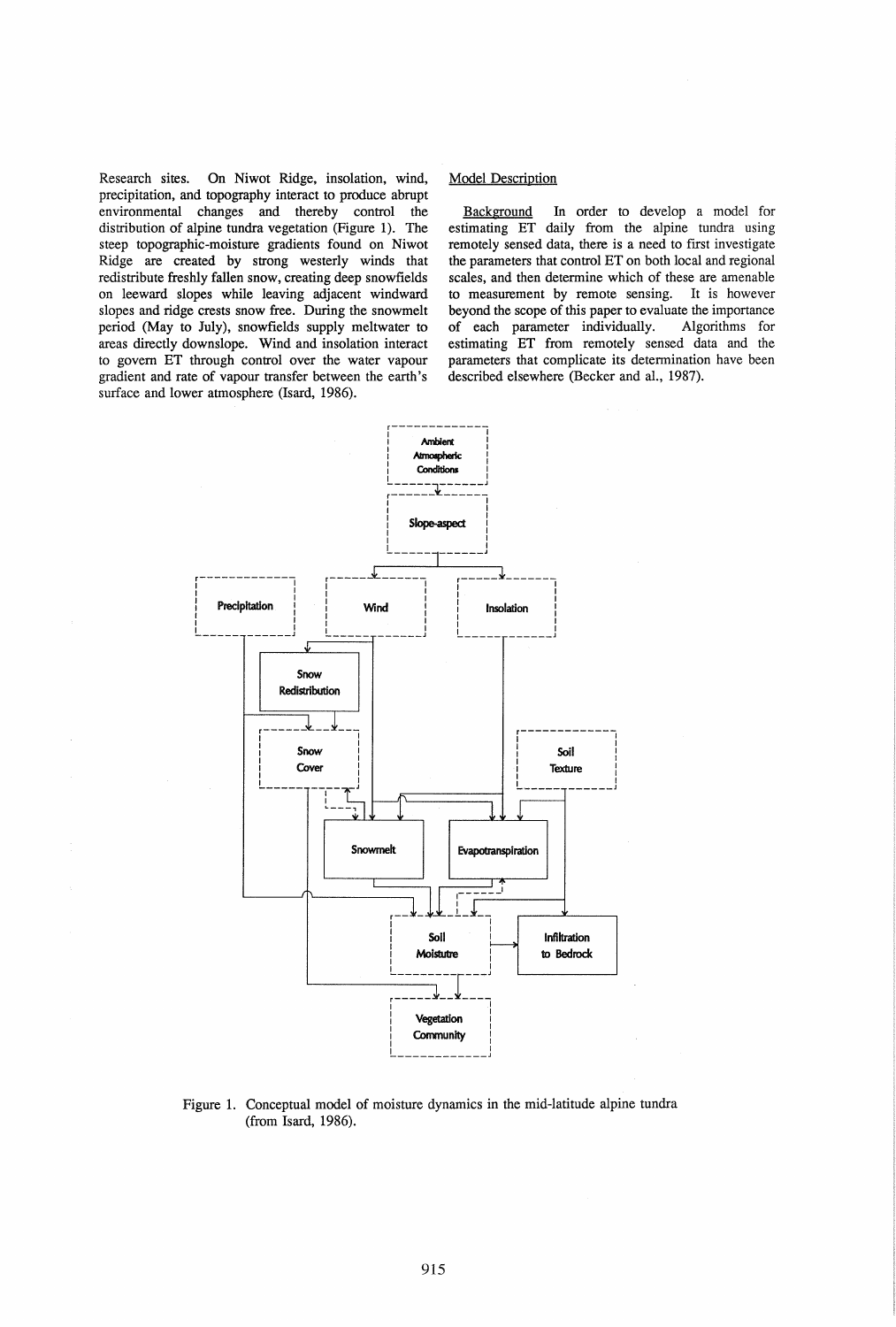Research sites. On Niwot Ridge, insolation, wind, precipitation, and topography interact to produce abrupt environmental changes and thereby control the distribution of alpine tundra vegetation (Figure 1). The steep topographic-moisture gradients found on Niwot Ridge are created by strong westerly winds that redistribute freshly fallen snow, creating deep snowfields on leeward slopes while leaving adjacent windward slopes and ridge crests snow free. During the snowmelt period (May to July), snowfields supply meltwater to areas directly downslope. Wind and insolation interact to govern ET through control over the water vapour gradient and rate of vapour transfer between the earth's surface and lower atmosphere (Isard, 1986).

## Model Description

Background In order to develop a model for estimating ET daily from the alpine tundra using remotely sensed data, there is a need to first investigate the parameters that control ET on both local and regional scales, and then determine which of these are amenable to measurement by remote sensing. It is however beyond the scope of this paper to evaluate the importance of each parameter individually. Algorithms for estimating ET from remotely sensed data and the parameters that complicate its determination have been described elsewhere (Becker and al., 1987).

Figure 1. Conceptual model of moisture dynamics in the mid-latitude alpine tundra (from Isard, 1986).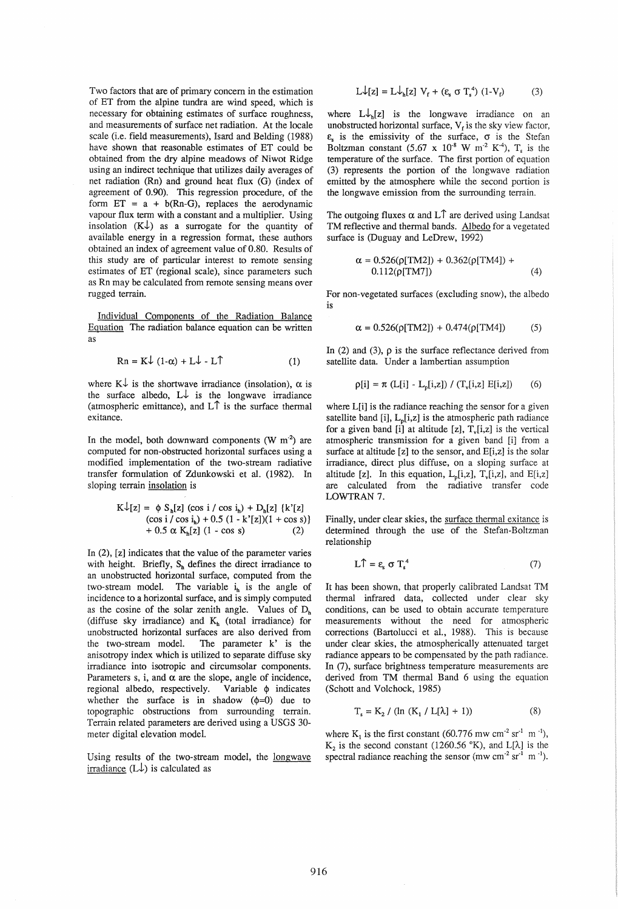Two factors that are of primary concern in the estimation of ET from the alpine tundra are wind speed, which is necessary for obtaining estimates of surface roughness, and measurements of surface net radiation. At the locale scale (i.e. field measurements), Isard and Belding (1988) have shown that reasonable estimates of ET could be obtained from the dry alpine meadows of Niwot Ridge using an indirect technique that utilizes daily averages of net radiation (Rn) and ground heat flux (G) (index of agreement of 0.90). This regression procedure, of the form ET = a + b(Rn-G), replaces the aerodynamic vapour flux term with a constant and a multiplier. Using insolation ($K\downarrow$) as a surrogate for the quantity of available energy in a regression format, these authors obtained an index of agreement value of 0.80. Results of this study are of particular interest to remote sensing estimates of ET (regional scale), since parameters such as Rn may be calculated from remote sensing means over rugged terrain.

Individual Components of the Radiation Balance Equation The radiation balance equation can be written as

$$Rn = K\downarrow (1-\alpha) + L\downarrow - L\uparrow \qquad (1)$$

where $K\downarrow$ is the shortwave irradiance (insolation), $\alpha$ is the surface albedo, $L\downarrow$ is the longwave irradiance (atmospheric emittance), and $L\uparrow$ is the surface thermal exitance.

In the model, both downward components (W $m^{-2}$) are computed for non-obstructed horizontal surfaces using a modified implementation of the two-stream radiative transfer formulation of Zdunkowski et al. (1982). In sloping terrain insolation is

$$K\downarrow[z] = \phi\, S_h[z] (\cos i / \cos i_h) + D_h[z] \{k'[z] (\cos i / \cos i_h) + 0.5 (1 - k'[z])(1 + \cos s)\} + 0.5\, \alpha\, K_h[z] (1 - \cos s) \qquad (2)$$

In (2), [z] indicates that the value of the parameter varies with height. Briefly, $S_h$ defines the direct irradiance to an unobstructed horizontal surface, computed from the two-stream model. The variable $i_h$ is the angle of incidence to a horizontal surface, and is simply computed as the cosine of the solar zenith angle. Values of $D_h$ (diffuse sky irradiance) and $K_h$ (total irradiance) for unobstructed horizontal surfaces are also derived from the two-stream model. The parameter k' is the anisotropy index which is utilized to separate diffuse sky irradiance into isotropic and circumsolar components. Parameters s, i, and $\alpha$ are the slope, angle of incidence, regional albedo, respectively. Variable $\phi$ indicates whether the surface is in shadow ($\phi$=0) due to topographic obstructions from surrounding terrain. Terrain related parameters are derived using a USGS 30-meter digital elevation model.

Using results of the two-stream model, the longwave irradiance ($L\downarrow$) is calculated as

$$L\downarrow[z] = L\downarrow_h[z]\, V_f + (\varepsilon_s\, \sigma\, T_s^4)(1-V_f) \qquad (3)$$

where $L\downarrow_h[z]$ is the longwave irradiance on an unobstructed horizontal surface, $V_f$ is the sky view factor, $\varepsilon_s$ is the emissivity of the surface, $\sigma$ is the Stefan Boltzman constant (5.67 x $10^{-8}$ W $m^{-2}$ $K^{-4}$), $T_s$ is the temperature of the surface. The first portion of equation (3) represents the portion of the longwave radiation emitted by the atmosphere while the second portion is the longwave emission from the surrounding terrain.

The outgoing fluxes $\alpha$ and $L\uparrow$ are derived using Landsat TM reflective and thermal bands. Albedo for a vegetated surface is (Duguay and LeDrew, 1992)

$$\alpha = 0.526(\rho[TM2]) + 0.362(\rho[TM4]) + 0.112(\rho[TM7]) \qquad (4)$$

For non-vegetated surfaces (excluding snow), the albedo is

$$\alpha = 0.526(\rho[TM2]) + 0.474(\rho[TM4]) \qquad (5)$$

In (2) and (3), $\rho$ is the surface reflectance derived from satellite data. Under a lambertian assumption

$$\rho[i] = \pi\, (L[i] - L_p[i,z]) / (T_v[i,z]\, E[i,z]) \qquad (6)$$

where L[i] is the radiance reaching the sensor for a given satellite band [i], $L_p[i,z]$ is the atmospheric path radiance for a given band [i] at altitude [z], $T_v[i,z]$ is the vertical atmospheric transmission for a given band [i] from a surface at altitude [z] to the sensor, and E[i,z] is the solar irradiance, direct plus diffuse, on a sloping surface at altitude [z]. In this equation, $L_p[i,z]$, $T_v[i,z]$, and E[i,z] are calculated from the radiative transfer code LOWTRAN 7.

Finally, under clear skies, the surface thermal exitance is determined through the use of the Stefan-Boltzman relationship

$$L\uparrow = \varepsilon_s\, \sigma\, T_s^4 \qquad (7)$$

It has been shown, that properly calibrated Landsat TM thermal infrared data, collected under clear sky conditions, can be used to obtain accurate temperature measurements without the need for atmospheric corrections (Bartolucci et al., 1988). This is because under clear skies, the atmospherically attenuated target radiance appears to be compensated by the path radiance. In (7), surface brightness temperature measurements are derived from TM thermal Band 6 using the equation (Schott and Volchock, 1985)

$$T_s = K_2 / (\ln (K_1 / L[\lambda] + 1)) \qquad (8)$$

where $K_1$ is the first constant (60.776 mw $cm^{-2}$ $sr^{-1}$ $m^{-1}$), $K_2$ is the second constant (1260.56 °K), and $L[\lambda]$ is the spectral radiance reaching the sensor (mw $cm^{-2}$ $sr^{-1}$ $m^{-1}$).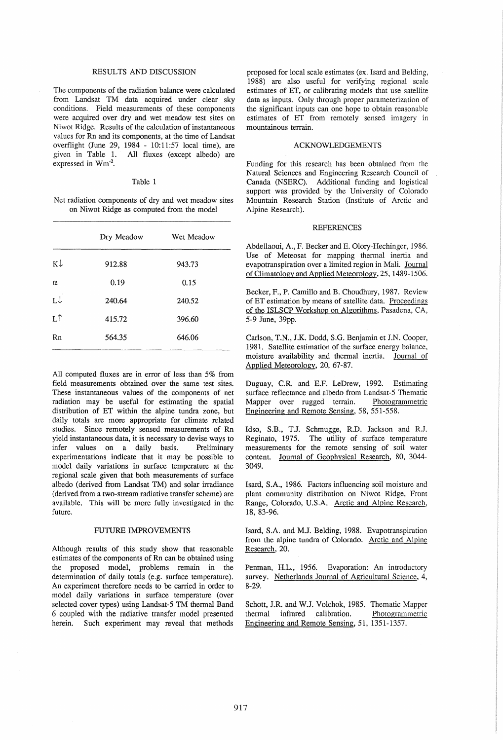## RESULTS AND DISCUSSION

The components of the radiation balance were calculated from Landsat TM data acquired under clear sky conditions. Field measurements of these components were acquired over dry and wet meadow test sites on Niwot Ridge. Results of the calculation of instantaneous values for Rn and its components, at the time of Landsat overflight (June 29, 1984 - 10:11:57 local time), are given in Table 1. All fluxes (except albedo) are expressed in $Wm^{-2}$.

Table 1

Net radiation components of dry and wet meadow sites on Niwot Ridge as computed from the model

| | Dry Meadow | Wet Meadow |
|---|---|---|
| $K\downarrow$ | 912.88 | 943.73 |
| $\alpha$ | 0.19 | 0.15 |
| $L\downarrow$ | 240.64 | 240.52 |
| $L\uparrow$ | 415.72 | 396.60 |
| Rn | 564.35 | 646.06 |

All computed fluxes are in error of less than 5% from field measurements obtained over the same test sites. These instantaneous values of the components of net radiation may be useful for estimating the spatial distribution of ET within the alpine tundra zone, but daily totals are more appropriate for climate related studies. Since remotely sensed measurements of Rn yield instantaneous data, it is necessary to devise ways to infer values on a daily basis. Preliminary experimentations indicate that it may be possible to model daily variations in surface temperature at the regional scale given that both measurements of surface albedo (derived from Landsat TM) and solar irradiance (derived from a two-stream radiative transfer scheme) are available. This will be more fully investigated in the future.

## FUTURE IMPROVEMENTS

Although results of this study show that reasonable estimates of the components of Rn can be obtained using the proposed model, problems remain in the determination of daily totals (e.g. surface temperature). An experiment therefore needs to be carried in order to model daily variations in surface temperature (over selected cover types) using Landsat-5 TM thermal Band 6 coupled with the radiative transfer model presented herein. Such experiment may reveal that methods proposed for local scale estimates (ex. Isard and Belding, 1988) are also useful for verifying regional scale estimates of ET, or calibrating models that use satellite data as inputs. Only through proper parameterization of the significant inputs can one hope to obtain reasonable estimates of ET from remotely sensed imagery in mountainous terrain.

## ACKNOWLEDGEMENTS

Funding for this research has been obtained from the Natural Sciences and Engineering Research Council of Canada (NSERC). Additional funding and logistical support was provided by the University of Colorado Mountain Research Station (Institute of Arctic and Alpine Research).

## REFERENCES

Abdellaoui, A., F. Becker and E. Olory-Hechinger, 1986. Use of Meteosat for mapping thermal inertia and evapotranspiration over a limited region in Mali. Journal of Climatology and Applied Meteorology, 25, 1489-1506.

Becker, F., P. Camillo and B. Choudhury, 1987. Review of ET estimation by means of satellite data. Proceedings of the ISLSCP Workshop on Algorithms, Pasadena, CA, 5-9 June, 39pp.

Carlson, T.N., J.K. Dodd, S.G. Benjamin et J.N. Cooper, 1981. Satellite estimation of the surface energy balance, moisture availability and thermal inertia. Journal of Applied Meteorology, 20, 67-87.

Duguay, C.R. and E.F. LeDrew, 1992. Estimating surface reflectance and albedo from Landsat-5 Thematic Mapper over rugged terrain. Photogrammetric Engineering and Remote Sensing, 58, 551-558.

Idso, S.B., T.J. Schmugge, R.D. Jackson and R.J. Reginato, 1975. The utility of surface temperature measurements for the remote sensing of soil water content. Journal of Geophysical Research, 80, 3044-3049.

Isard, S.A., 1986. Factors influencing soil moisture and plant community distribution on Niwot Ridge, Front Range, Colorado, U.S.A. Arctic and Alpine Research, 18, 83-96.

Isard, S.A. and M.J. Belding, 1988. Evapotranspiration from the alpine tundra of Colorado. Arctic and Alpine Research, 20.

Penman, H.L., 1956. Evaporation: An introductory survey. Netherlands Journal of Agricultural Science, 4, 8-29.

Schott, J.R. and W.J. Volchok, 1985. Thematic Mapper thermal infrared calibration. Photogrammetric Engineering and Remote Sensing, 51, 1351-1357.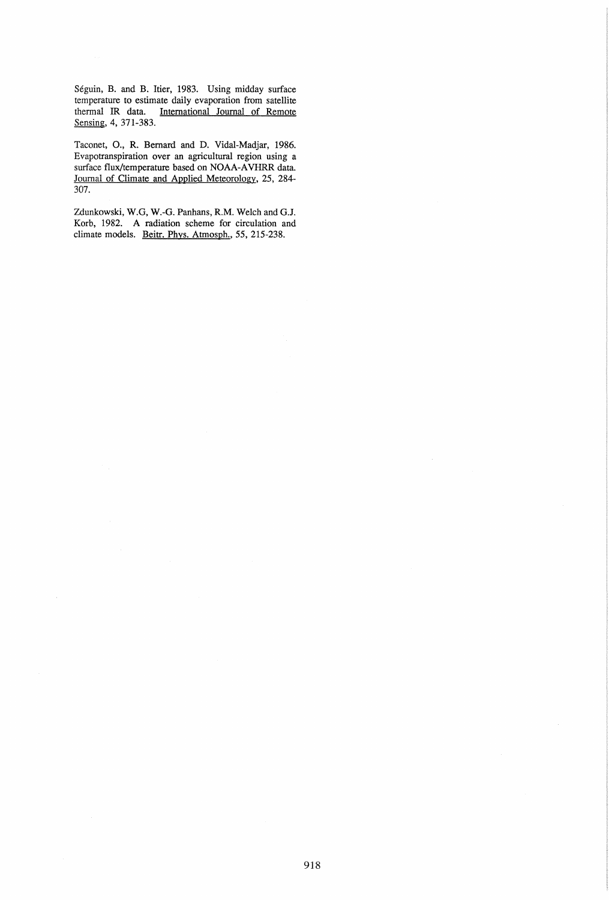Séguin, B. and B. Itier, 1983. Using midday surface temperature to estimate daily evaporation from satellite thermal IR data. International Journal of Remote Sensing, 4, 371-383.

Taconet, O., R. Bernard and D. Vidal-Madjar, 1986. Evapotranspiration over an agricultural region using a surface flux/temperature based on NOAA-AVHRR data. Journal of Climate and Applied Meteorology, 25, 284-307.

Zdunkowski, W.G, W.-G. Panhans, R.M. Welch and G.J. Korb, 1982. A radiation scheme for circulation and climate models. Beitr. Phys. Atmosph., 55, 215-238.